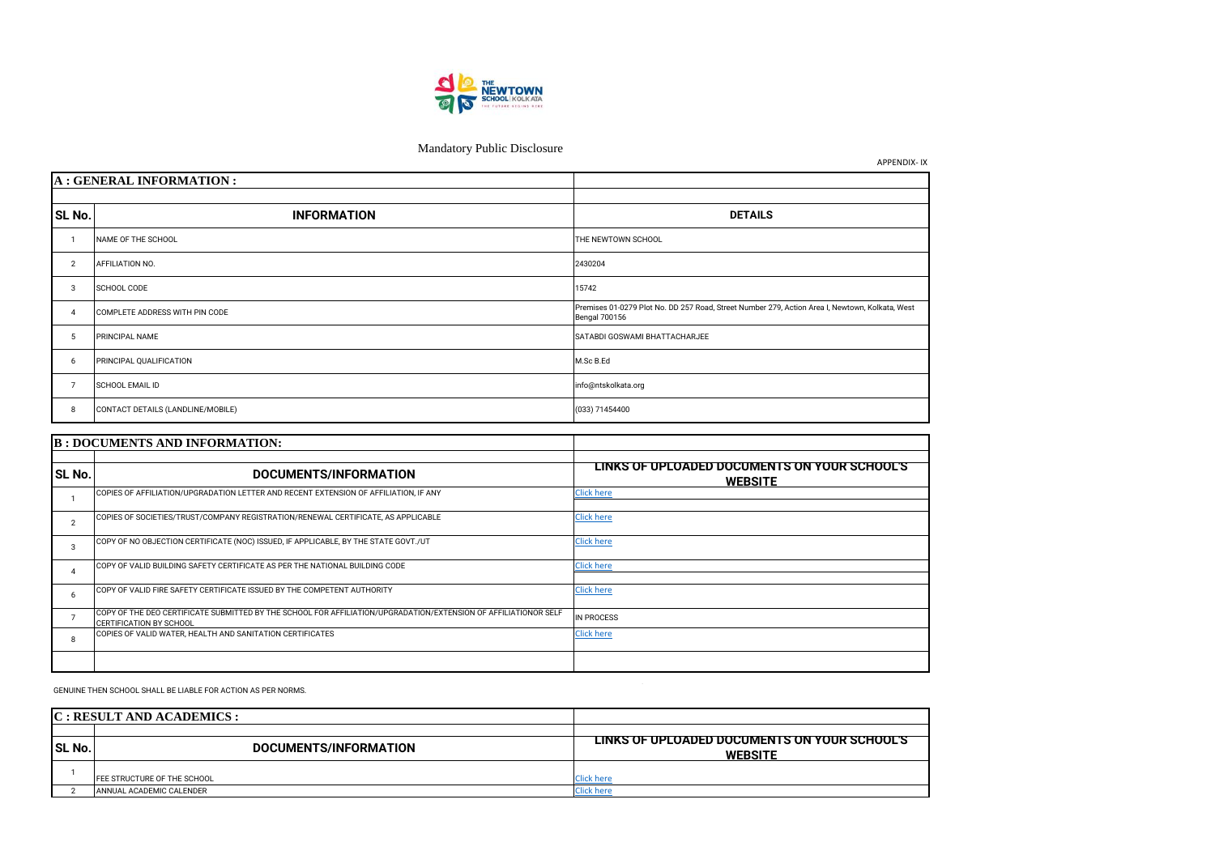Mandatory Public Disclosure

APPENDIX- IX

| A : GENERAL INFORMATION : | | |
|---|---|---|
| SL No. | INFORMATION | DETAILS |
| 1 | NAME OF THE SCHOOL | THE NEWTOWN SCHOOL |
| 2 | AFFILIATION NO. | 2430204 |
| 3 | SCHOOL CODE | 15742 |
| 4 | COMPLETE ADDRESS WITH PIN CODE | Premises 01-0279 Plot No. DD 257 Road, Street Number 279, Action Area I, Newtown, Kolkata, West Bengal 700156 |
| 5 | PRINCIPAL NAME | SATABDI GOSWAMI BHATTACHARJEE |
| 6 | PRINCIPAL QUALIFICATION | M.Sc B.Ed |
| 7 | SCHOOL EMAIL ID | info@ntskolkata.org |
| 8 | CONTACT DETAILS (LANDLINE/MOBILE) | (033) 71454400 |

| B : DOCUMENTS AND INFORMATION: | | |
|---|---|---|
| SL No. | DOCUMENTS/INFORMATION | LINKS OF UPLOADED DOCUMENTS ON YOUR SCHOOL'S WEBSITE |
| 1 | COPIES OF AFFILIATION/UPGRADATION LETTER AND RECENT EXTENSION OF AFFILIATION, IF ANY | Click here |
| 2 | COPIES OF SOCIETIES/TRUST/COMPANY REGISTRATION/RENEWAL CERTIFICATE, AS APPLICABLE | Click here |
| 3 | COPY OF NO OBJECTION CERTIFICATE (NOC) ISSUED, IF APPLICABLE, BY THE STATE GOVT./UT | Click here |
| 4 | COPY OF VALID BUILDING SAFETY CERTIFICATE AS PER THE NATIONAL BUILDING CODE | Click here |
| 6 | COPY OF VALID FIRE SAFETY CERTIFICATE ISSUED BY THE COMPETENT AUTHORITY | Click here |
| 7 | COPY OF THE DEO CERTIFICATE SUBMITTED BY THE SCHOOL FOR AFFILIATION/UPGRADATION/EXTENSION OF AFFILIATIONOR SELF CERTIFICATION BY SCHOOL | IN PROCESS |
| 8 | COPIES OF VALID WATER, HEALTH AND SANITATION CERTIFICATES | Click here |

GENUINE THEN SCHOOL SHALL BE LIABLE FOR ACTION AS PER NORMS.

| C : RESULT AND ACADEMICS : | | |
|---|---|---|
| SL No. | DOCUMENTS/INFORMATION | LINKS OF UPLOADED DOCUMENTS ON YOUR SCHOOL'S WEBSITE |
| 1 | FEE STRUCTURE OF THE SCHOOL | Click here |
| 2 | ANNUAL ACADEMIC CALENDER | Click here |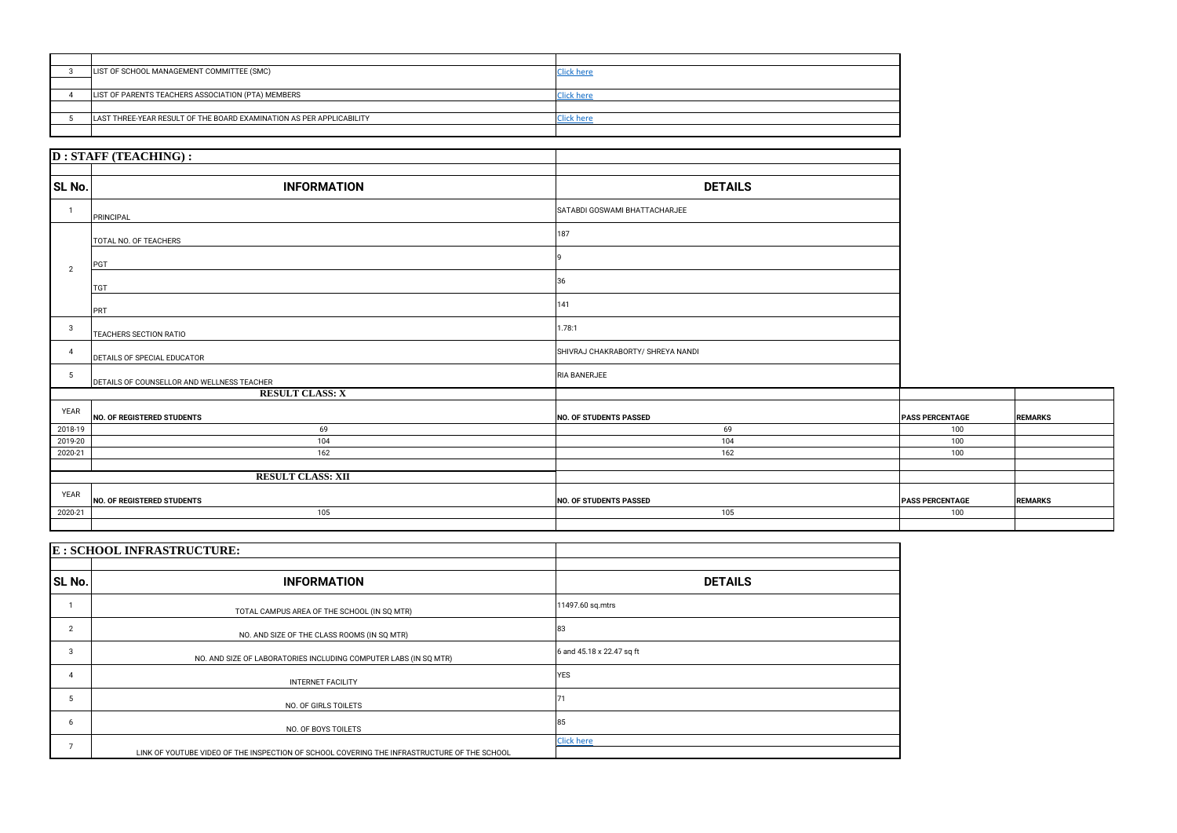| | | |
|---|---|---|
| 3 | LIST OF SCHOOL MANAGEMENT COMMITTEE (SMC) | Click here |
| 4 | LIST OF PARENTS TEACHERS ASSOCIATION (PTA) MEMBERS | Click here |
| 5 | LAST THREE-YEAR RESULT OF THE BOARD EXAMINATION AS PER APPLICABILITY | Click here |

## D : STAFF (TEACHING) :

| SL No. | INFORMATION | DETAILS |
|---|---|---|
| 1 | PRINCIPAL | SATABDI GOSWAMI BHATTACHARJEE |
| 2 | TOTAL NO. OF TEACHERS | 187 |
| | PGT | 9 |
| | TGT | 36 |
| | PRT | 141 |
| 3 | TEACHERS SECTION RATIO | 1.78:1 |
| 4 | DETAILS OF SPECIAL EDUCATOR | SHIVRAJ CHAKRABORTY/ SHREYA NANDI |
| 5 | DETAILS OF COUNSELLOR AND WELLNESS TEACHER | RIA BANERJEE |

### RESULT CLASS: X

| YEAR | NO. OF REGISTERED STUDENTS | NO. OF STUDENTS PASSED | PASS PERCENTAGE | REMARKS |
|---|---|---|---|---|
| 2018-19 | 69 | 69 | 100 | |
| 2019-20 | 104 | 104 | 100 | |
| 2020-21 | 162 | 162 | 100 | |

### RESULT CLASS: XII

| YEAR | NO. OF REGISTERED STUDENTS | NO. OF STUDENTS PASSED | PASS PERCENTAGE | REMARKS |
|---|---|---|---|---|
| 2020-21 | 105 | 105 | 100 | |

## E : SCHOOL INFRASTRUCTURE:

| SL No. | INFORMATION | DETAILS |
|---|---|---|
| 1 | TOTAL CAMPUS AREA OF THE SCHOOL (IN SQ MTR) | 11497.60 sq.mtrs |
| 2 | NO. AND SIZE OF THE CLASS ROOMS (IN SQ MTR) | 83 |
| 3 | NO. AND SIZE OF LABORATORIES INCLUDING COMPUTER LABS (IN SQ MTR) | 6 and 45.18 x 22.47 sq ft |
| 4 | INTERNET FACILITY | YES |
| 5 | NO. OF GIRLS TOILETS | 71 |
| 6 | NO. OF BOYS TOILETS | 85 |
| 7 | LINK OF YOUTUBE VIDEO OF THE INSPECTION OF SCHOOL COVERING THE INFRASTRUCTURE OF THE SCHOOL | Click here |